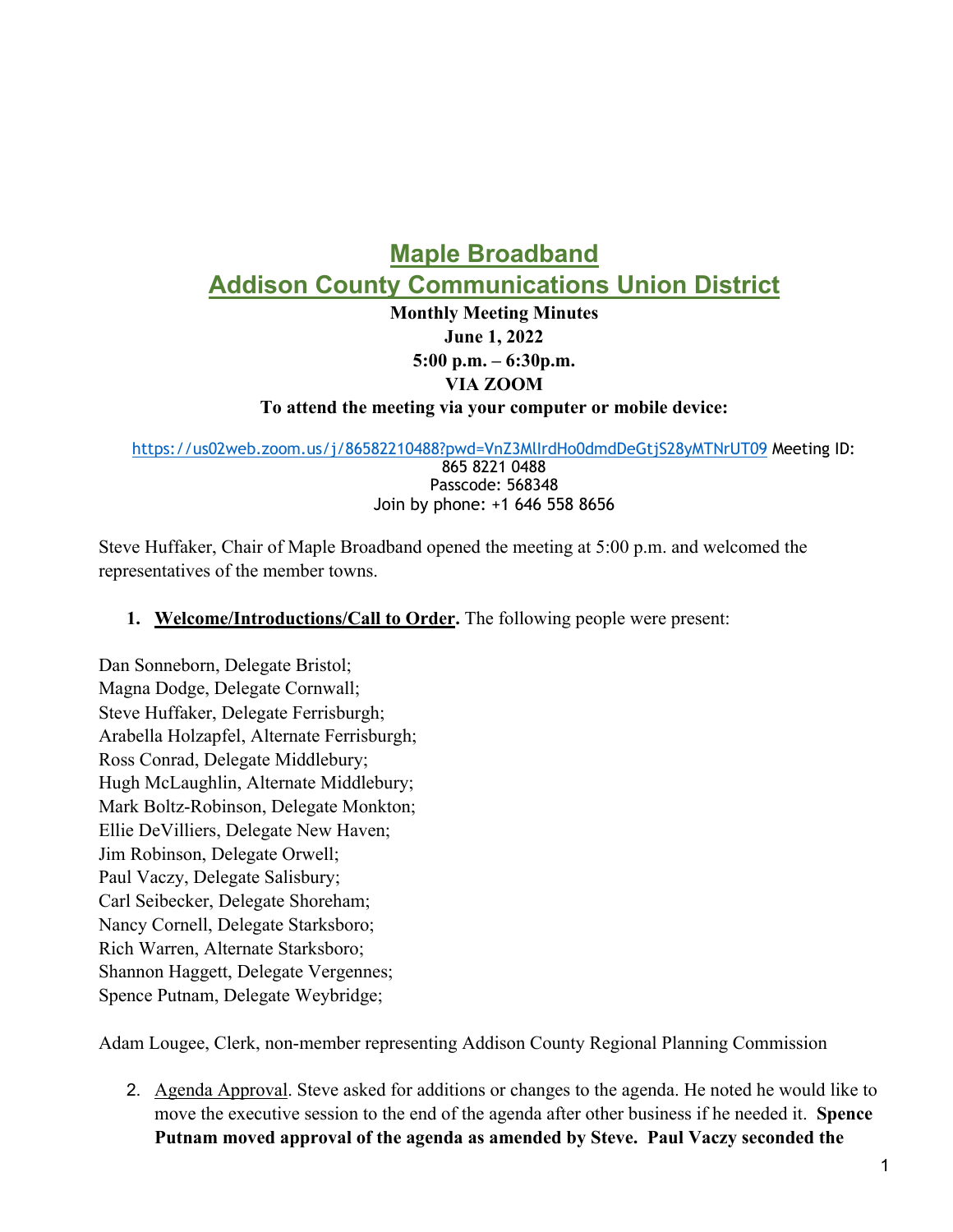# Maple Broadband
# Addison County Communications Union District

**Monthly Meeting Minutes**
**June 1, 2022**
**5:00 p.m. – 6:30p.m.**
**VIA ZOOM**
**To attend the meeting via your computer or mobile device:**

https://us02web.zoom.us/j/86582210488?pwd=VnZ3MlIrdHo0dmdDeGtjS28yMTNrUT09 Meeting ID: 865 8221 0488
Passcode: 568348
Join by phone: +1 646 558 8656

Steve Huffaker, Chair of Maple Broadband opened the meeting at 5:00 p.m. and welcomed the representatives of the member towns.

1. **Welcome/Introductions/Call to Order.** The following people were present:

Dan Sonneborn, Delegate Bristol;
Magna Dodge, Delegate Cornwall;
Steve Huffaker, Delegate Ferrisburgh;
Arabella Holzapfel, Alternate Ferrisburgh;
Ross Conrad, Delegate Middlebury;
Hugh McLaughlin, Alternate Middlebury;
Mark Boltz-Robinson, Delegate Monkton;
Ellie DeVilliers, Delegate New Haven;
Jim Robinson, Delegate Orwell;
Paul Vaczy, Delegate Salisbury;
Carl Seibecker, Delegate Shoreham;
Nancy Cornell, Delegate Starksboro;
Rich Warren, Alternate Starksboro;
Shannon Haggett, Delegate Vergennes;
Spence Putnam, Delegate Weybridge;

Adam Lougee, Clerk, non-member representing Addison County Regional Planning Commission

2. Agenda Approval. Steve asked for additions or changes to the agenda. He noted he would like to move the executive session to the end of the agenda after other business if he needed it. **Spence Putnam moved approval of the agenda as amended by Steve. Paul Vaczy seconded the**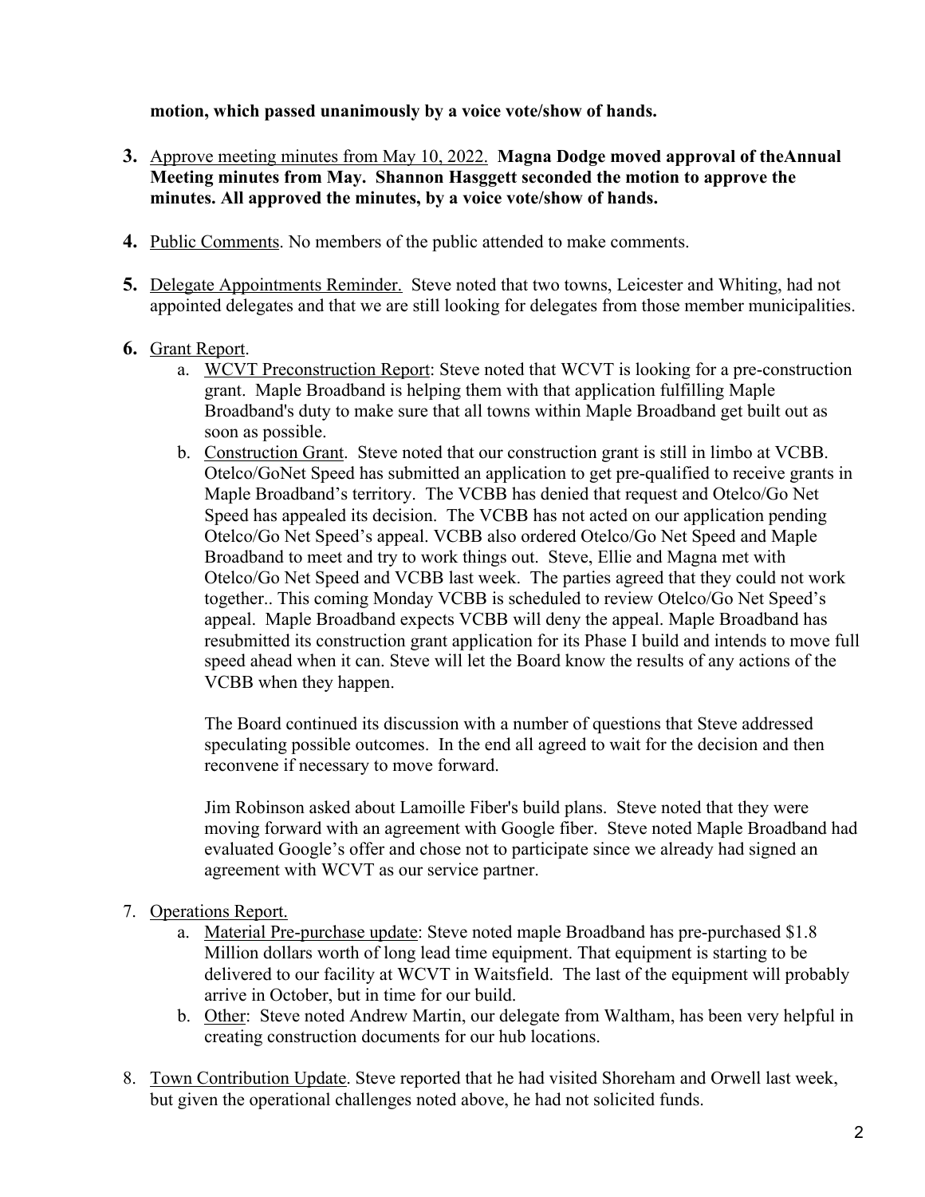**motion, which passed unanimously by a voice vote/show of hands.**

3. Approve meeting minutes from May 10, 2022. **Magna Dodge moved approval of theAnnual Meeting minutes from May. Shannon Hasggett seconded the motion to approve the minutes. All approved the minutes, by a voice vote/show of hands.**

4. Public Comments. No members of the public attended to make comments.

5. Delegate Appointments Reminder. Steve noted that two towns, Leicester and Whiting, had not appointed delegates and that we are still looking for delegates from those member municipalities.

6. Grant Report.
   a. WCVT Preconstruction Report: Steve noted that WCVT is looking for a pre-construction grant. Maple Broadband is helping them with that application fulfilling Maple Broadband's duty to make sure that all towns within Maple Broadband get built out as soon as possible.
   b. Construction Grant. Steve noted that our construction grant is still in limbo at VCBB. Otelco/GoNet Speed has submitted an application to get pre-qualified to receive grants in Maple Broadband's territory. The VCBB has denied that request and Otelco/Go Net Speed has appealed its decision. The VCBB has not acted on our application pending Otelco/Go Net Speed's appeal. VCBB also ordered Otelco/Go Net Speed and Maple Broadband to meet and try to work things out. Steve, Ellie and Magna met with Otelco/Go Net Speed and VCBB last week. The parties agreed that they could not work together.. This coming Monday VCBB is scheduled to review Otelco/Go Net Speed's appeal. Maple Broadband expects VCBB will deny the appeal. Maple Broadband has resubmitted its construction grant application for its Phase I build and intends to move full speed ahead when it can. Steve will let the Board know the results of any actions of the VCBB when they happen.

      The Board continued its discussion with a number of questions that Steve addressed speculating possible outcomes. In the end all agreed to wait for the decision and then reconvene if necessary to move forward.

      Jim Robinson asked about Lamoille Fiber's build plans. Steve noted that they were moving forward with an agreement with Google fiber. Steve noted Maple Broadband had evaluated Google's offer and chose not to participate since we already had signed an agreement with WCVT as our service partner.

7. Operations Report.
   a. Material Pre-purchase update: Steve noted maple Broadband has pre-purchased $1.8 Million dollars worth of long lead time equipment. That equipment is starting to be delivered to our facility at WCVT in Waitsfield. The last of the equipment will probably arrive in October, but in time for our build.
   b. Other: Steve noted Andrew Martin, our delegate from Waltham, has been very helpful in creating construction documents for our hub locations.

8. Town Contribution Update. Steve reported that he had visited Shoreham and Orwell last week, but given the operational challenges noted above, he had not solicited funds.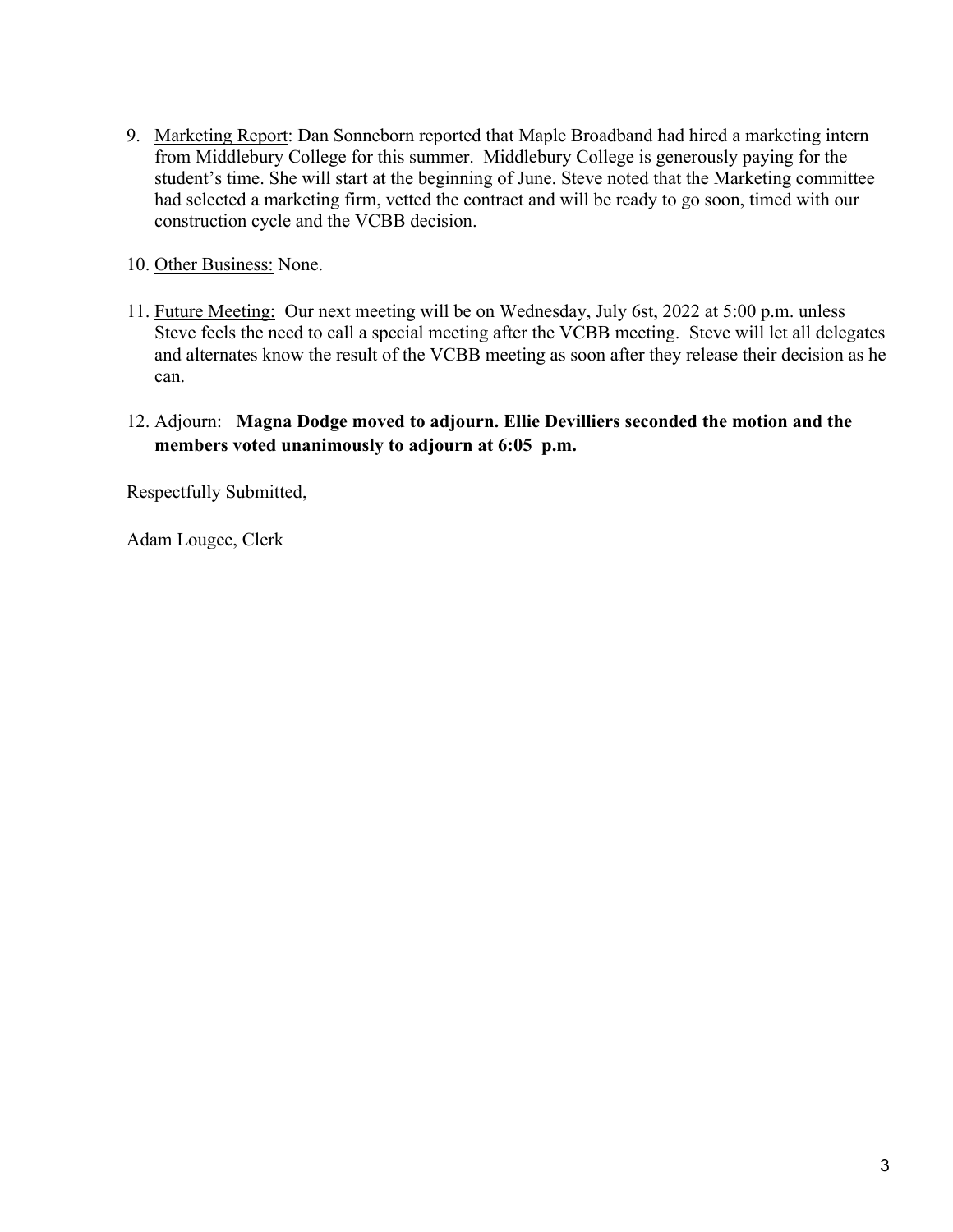9. Marketing Report: Dan Sonneborn reported that Maple Broadband had hired a marketing intern from Middlebury College for this summer. Middlebury College is generously paying for the student's time. She will start at the beginning of June. Steve noted that the Marketing committee had selected a marketing firm, vetted the contract and will be ready to go soon, timed with our construction cycle and the VCBB decision.

10. Other Business: None.

11. Future Meeting: Our next meeting will be on Wednesday, July 6st, 2022 at 5:00 p.m. unless Steve feels the need to call a special meeting after the VCBB meeting. Steve will let all delegates and alternates know the result of the VCBB meeting as soon after they release their decision as he can.

12. Adjourn: **Magna Dodge moved to adjourn. Ellie Devilliers seconded the motion and the members voted unanimously to adjourn at 6:05 p.m.**

Respectfully Submitted,

Adam Lougee, Clerk